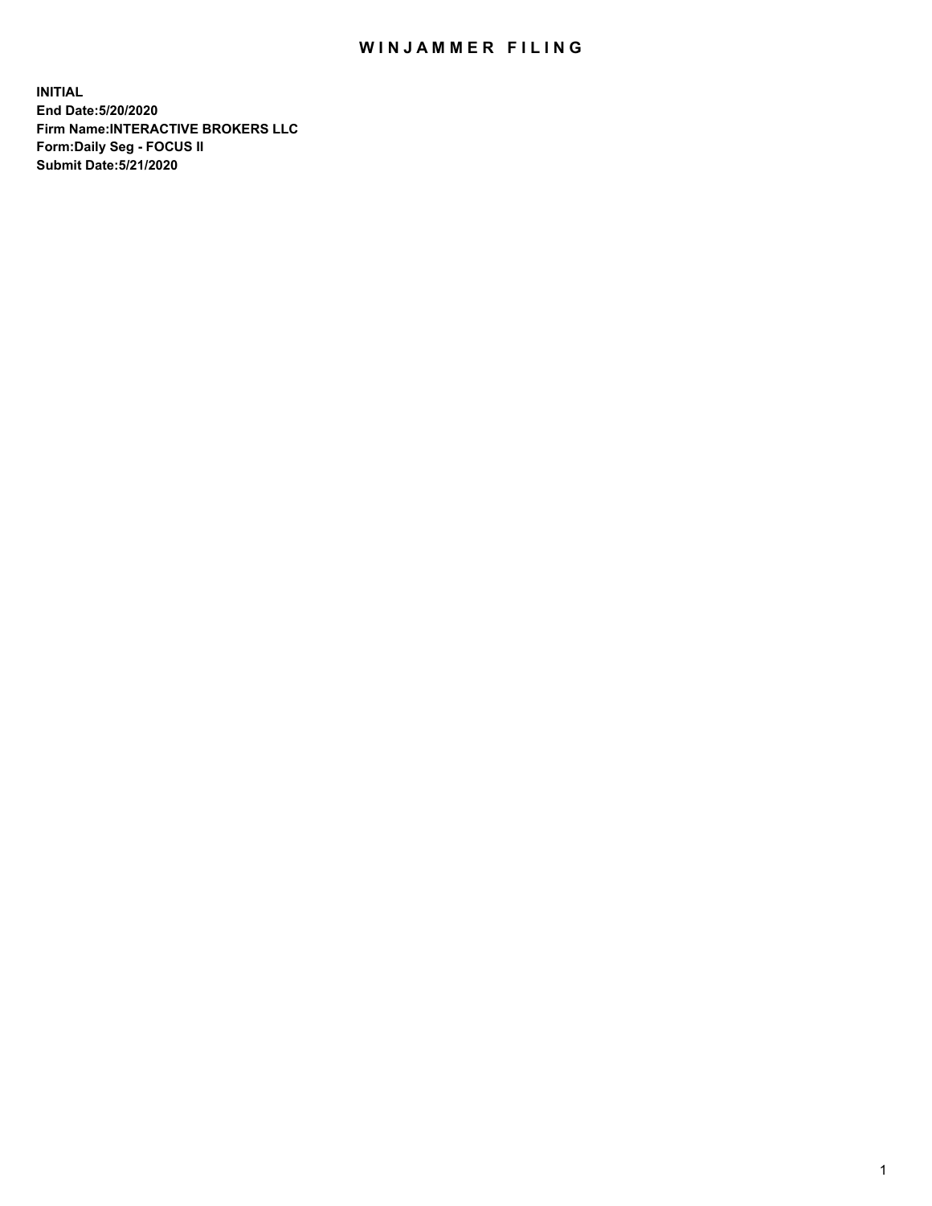# WINJAMMER FILING

**INITIAL**
**End Date:5/20/2020**
**Firm Name:INTERACTIVE BROKERS LLC**
**Form:Daily Seg - FOCUS II**
**Submit Date:5/21/2020**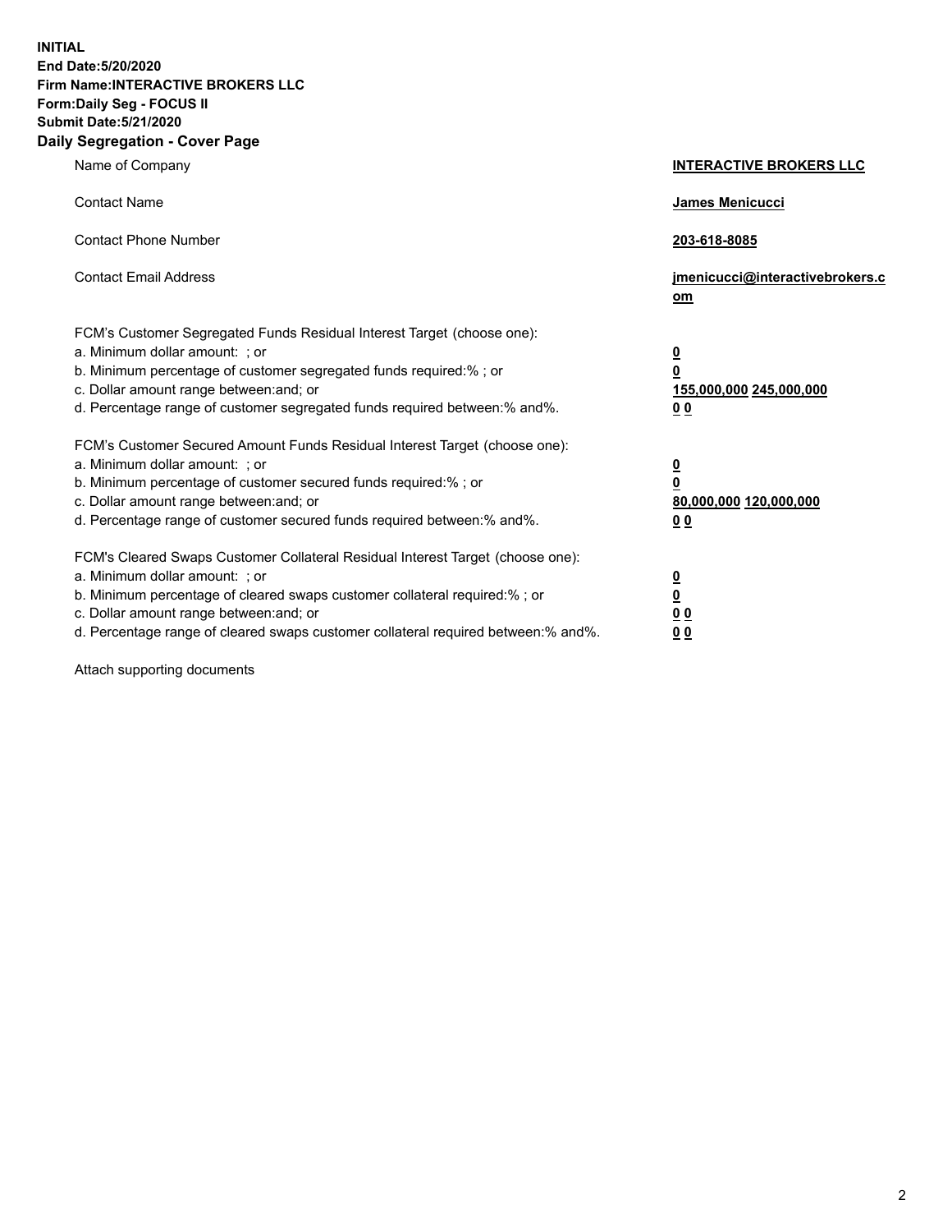**INITIAL**
**End Date:5/20/2020**
**Firm Name:INTERACTIVE BROKERS LLC**
**Form:Daily Seg - FOCUS II**
**Submit Date:5/21/2020**

## Daily Segregation - Cover Page

| | |
|---|---|
| Name of Company | **INTERACTIVE BROKERS LLC** |
| Contact Name | **James Menicucci** |
| Contact Phone Number | **203-618-8085** |
| Contact Email Address | **jmenicucci@interactivebrokers.com** |
| FCM's Customer Segregated Funds Residual Interest Target (choose one): | |
| a. Minimum dollar amount: ; or | **0** |
| b. Minimum percentage of customer segregated funds required:% ; or | **0** |
| c. Dollar amount range between:and; or | **155,000,000 245,000,000** |
| d. Percentage range of customer segregated funds required between:% and%. | **0 0** |
| FCM's Customer Secured Amount Funds Residual Interest Target (choose one): | |
| a. Minimum dollar amount: ; or | **0** |
| b. Minimum percentage of customer secured funds required:% ; or | **0** |
| c. Dollar amount range between:and; or | **80,000,000 120,000,000** |
| d. Percentage range of customer secured funds required between:% and%. | **0 0** |
| FCM's Cleared Swaps Customer Collateral Residual Interest Target (choose one): | |
| a. Minimum dollar amount: ; or | **0** |
| b. Minimum percentage of cleared swaps customer collateral required:% ; or | **0** |
| c. Dollar amount range between:and; or | **0 0** |
| d. Percentage range of cleared swaps customer collateral required between:% and%. | **0 0** |

Attach supporting documents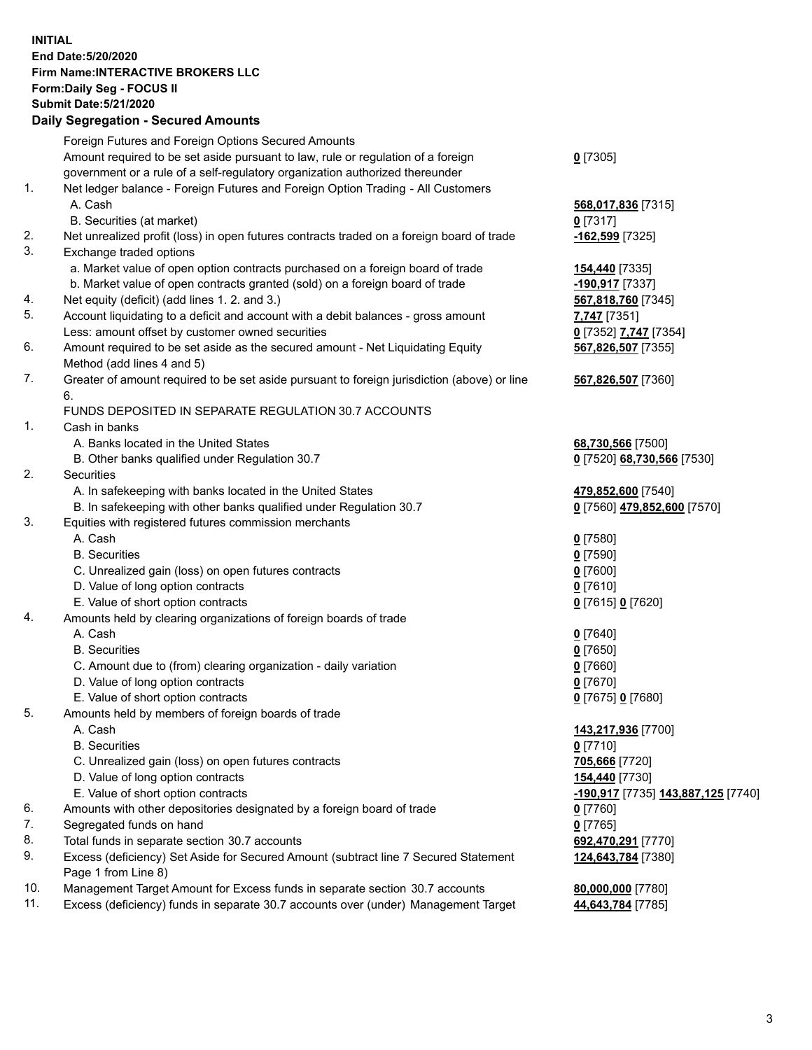**INITIAL**
**End Date:5/20/2020**
**Firm Name:INTERACTIVE BROKERS LLC**
**Form:Daily Seg - FOCUS II**
**Submit Date:5/21/2020**

**Daily Segregation - Secured Amounts**

| | | |
|---|---|---|
| | Foreign Futures and Foreign Options Secured Amounts | |
| | Amount required to be set aside pursuant to law, rule or regulation of a foreign government or a rule of a self-regulatory organization authorized thereunder | **0** [7305] |
| 1. | Net ledger balance - Foreign Futures and Foreign Option Trading - All Customers | |
| | A. Cash | **568,017,836** [7315] |
| | B. Securities (at market) | **0** [7317] |
| 2. | Net unrealized profit (loss) in open futures contracts traded on a foreign board of trade | **-162,599** [7325] |
| 3. | Exchange traded options | |
| | a. Market value of open option contracts purchased on a foreign board of trade | **154,440** [7335] |
| | b. Market value of open contracts granted (sold) on a foreign board of trade | **-190,917** [7337] |
| 4. | Net equity (deficit) (add lines 1. 2. and 3.) | **567,818,760** [7345] |
| 5. | Account liquidating to a deficit and account with a debit balances - gross amount | **7,747** [7351] |
| | Less: amount offset by customer owned securities | **0** [7352] **7,747** [7354] |
| 6. | Amount required to be set aside as the secured amount - Net Liquidating Equity Method (add lines 4 and 5) | **567,826,507** [7355] |
| 7. | Greater of amount required to be set aside pursuant to foreign jurisdiction (above) or line 6. | **567,826,507** [7360] |
| | FUNDS DEPOSITED IN SEPARATE REGULATION 30.7 ACCOUNTS | |
| 1. | Cash in banks | |
| | A. Banks located in the United States | **68,730,566** [7500] |
| | B. Other banks qualified under Regulation 30.7 | **0** [7520] **68,730,566** [7530] |
| 2. | Securities | |
| | A. In safekeeping with banks located in the United States | **479,852,600** [7540] |
| | B. In safekeeping with other banks qualified under Regulation 30.7 | **0** [7560] **479,852,600** [7570] |
| 3. | Equities with registered futures commission merchants | |
| | A. Cash | **0** [7580] |
| | B. Securities | **0** [7590] |
| | C. Unrealized gain (loss) on open futures contracts | **0** [7600] |
| | D. Value of long option contracts | **0** [7610] |
| | E. Value of short option contracts | **0** [7615] **0** [7620] |
| 4. | Amounts held by clearing organizations of foreign boards of trade | |
| | A. Cash | **0** [7640] |
| | B. Securities | **0** [7650] |
| | C. Amount due to (from) clearing organization - daily variation | **0** [7660] |
| | D. Value of long option contracts | **0** [7670] |
| | E. Value of short option contracts | **0** [7675] **0** [7680] |
| 5. | Amounts held by members of foreign boards of trade | |
| | A. Cash | **143,217,936** [7700] |
| | B. Securities | **0** [7710] |
| | C. Unrealized gain (loss) on open futures contracts | **705,666** [7720] |
| | D. Value of long option contracts | **154,440** [7730] |
| | E. Value of short option contracts | **-190,917** [7735] **143,887,125** [7740] |
| 6. | Amounts with other depositories designated by a foreign board of trade | **0** [7760] |
| 7. | Segregated funds on hand | **0** [7765] |
| 8. | Total funds in separate section 30.7 accounts | **692,470,291** [7770] |
| 9. | Excess (deficiency) Set Aside for Secured Amount (subtract line 7 Secured Statement Page 1 from Line 8) | **124,643,784** [7380] |
| 10. | Management Target Amount for Excess funds in separate section 30.7 accounts | **80,000,000** [7780] |
| 11. | Excess (deficiency) funds in separate 30.7 accounts over (under) Management Target | **44,643,784** [7785] |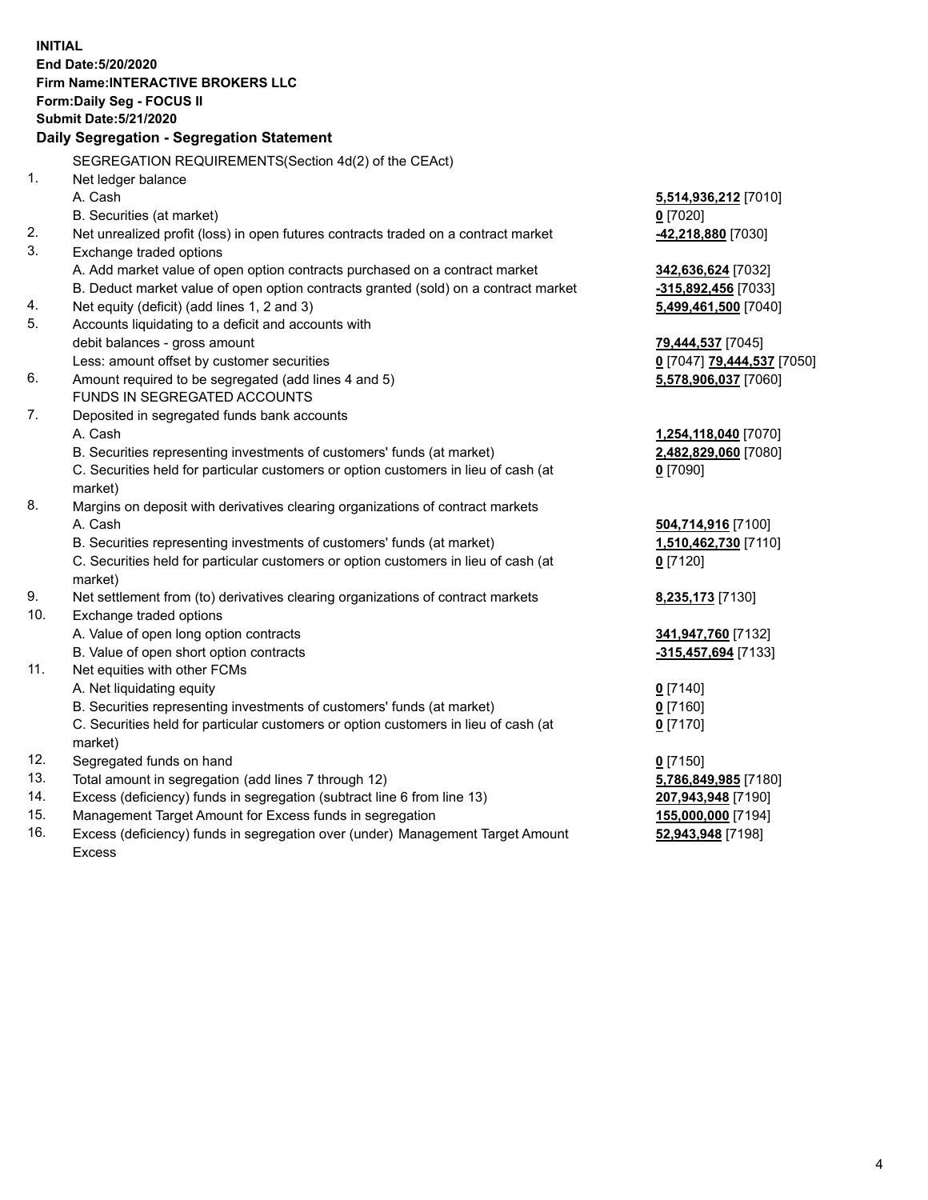**INITIAL**
**End Date:5/20/2020**
**Firm Name:INTERACTIVE BROKERS LLC**
**Form:Daily Seg - FOCUS II**
**Submit Date:5/21/2020**

## Daily Segregation - Segregation Statement

SEGREGATION REQUIREMENTS(Section 4d(2) of the CEAct)

| | | |
|---|---|---|
| 1. | Net ledger balance | |
| | A. Cash | **5,514,936,212** [7010] |
| | B. Securities (at market) | **0** [7020] |
| 2. | Net unrealized profit (loss) in open futures contracts traded on a contract market | **-42,218,880** [7030] |
| 3. | Exchange traded options | |
| | A. Add market value of open option contracts purchased on a contract market | **342,636,624** [7032] |
| | B. Deduct market value of open option contracts granted (sold) on a contract market | **-315,892,456** [7033] |
| 4. | Net equity (deficit) (add lines 1, 2 and 3) | **5,499,461,500** [7040] |
| 5. | Accounts liquidating to a deficit and accounts with debit balances - gross amount | **79,444,537** [7045] |
| | Less: amount offset by customer securities | **0** [7047] **79,444,537** [7050] |
| 6. | Amount required to be segregated (add lines 4 and 5) | **5,578,906,037** [7060] |
| | FUNDS IN SEGREGATED ACCOUNTS | |
| 7. | Deposited in segregated funds bank accounts | |
| | A. Cash | **1,254,118,040** [7070] |
| | B. Securities representing investments of customers' funds (at market) | **2,482,829,060** [7080] |
| | C. Securities held for particular customers or option customers in lieu of cash (at market) | **0** [7090] |
| 8. | Margins on deposit with derivatives clearing organizations of contract markets | |
| | A. Cash | **504,714,916** [7100] |
| | B. Securities representing investments of customers' funds (at market) | **1,510,462,730** [7110] |
| | C. Securities held for particular customers or option customers in lieu of cash (at market) | **0** [7120] |
| 9. | Net settlement from (to) derivatives clearing organizations of contract markets | **8,235,173** [7130] |
| 10. | Exchange traded options | |
| | A. Value of open long option contracts | **341,947,760** [7132] |
| | B. Value of open short option contracts | **-315,457,694** [7133] |
| 11. | Net equities with other FCMs | |
| | A. Net liquidating equity | **0** [7140] |
| | B. Securities representing investments of customers' funds (at market) | **0** [7160] |
| | C. Securities held for particular customers or option customers in lieu of cash (at market) | **0** [7170] |
| 12. | Segregated funds on hand | **0** [7150] |
| 13. | Total amount in segregation (add lines 7 through 12) | **5,786,849,985** [7180] |
| 14. | Excess (deficiency) funds in segregation (subtract line 6 from line 13) | **207,943,948** [7190] |
| 15. | Management Target Amount for Excess funds in segregation | **155,000,000** [7194] |
| 16. | Excess (deficiency) funds in segregation over (under) Management Target Amount Excess | **52,943,948** [7198] |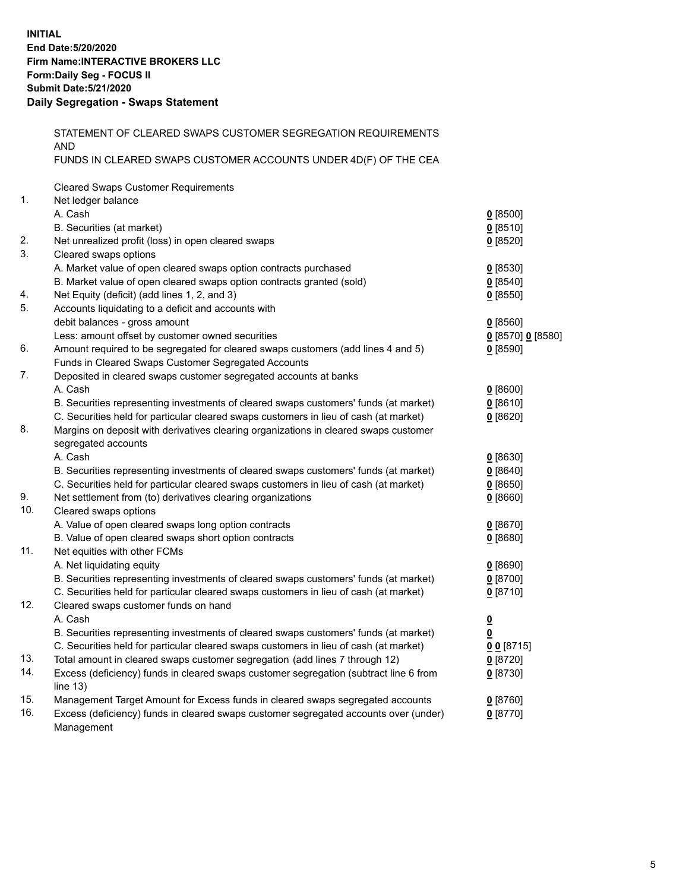**INITIAL**
**End Date:5/20/2020**
**Firm Name:INTERACTIVE BROKERS LLC**
**Form:Daily Seg - FOCUS II**
**Submit Date:5/21/2020**
**Daily Segregation - Swaps Statement**

STATEMENT OF CLEARED SWAPS CUSTOMER SEGREGATION REQUIREMENTS AND FUNDS IN CLEARED SWAPS CUSTOMER ACCOUNTS UNDER 4D(F) OF THE CEA

| | | |
|---|---|---|
| | Cleared Swaps Customer Requirements | |
| 1. | Net ledger balance | |
| | A. Cash | **0** [8500] |
| | B. Securities (at market) | **0** [8510] |
| 2. | Net unrealized profit (loss) in open cleared swaps | **0** [8520] |
| 3. | Cleared swaps options | |
| | A. Market value of open cleared swaps option contracts purchased | **0** [8530] |
| | B. Market value of open cleared swaps option contracts granted (sold) | **0** [8540] |
| 4. | Net Equity (deficit) (add lines 1, 2, and 3) | **0** [8550] |
| 5. | Accounts liquidating to a deficit and accounts with debit balances - gross amount | **0** [8560] |
| | Less: amount offset by customer owned securities | **0** [8570] **0** [8580] |
| 6. | Amount required to be segregated for cleared swaps customers (add lines 4 and 5) | **0** [8590] |
| | Funds in Cleared Swaps Customer Segregated Accounts | |
| 7. | Deposited in cleared swaps customer segregated accounts at banks | |
| | A. Cash | **0** [8600] |
| | B. Securities representing investments of cleared swaps customers' funds (at market) | **0** [8610] |
| | C. Securities held for particular cleared swaps customers in lieu of cash (at market) | **0** [8620] |
| 8. | Margins on deposit with derivatives clearing organizations in cleared swaps customer segregated accounts | |
| | A. Cash | **0** [8630] |
| | B. Securities representing investments of cleared swaps customers' funds (at market) | **0** [8640] |
| | C. Securities held for particular cleared swaps customers in lieu of cash (at market) | **0** [8650] |
| 9. | Net settlement from (to) derivatives clearing organizations | **0** [8660] |
| 10. | Cleared swaps options | |
| | A. Value of open cleared swaps long option contracts | **0** [8670] |
| | B. Value of open cleared swaps short option contracts | **0** [8680] |
| 11. | Net equities with other FCMs | |
| | A. Net liquidating equity | **0** [8690] |
| | B. Securities representing investments of cleared swaps customers' funds (at market) | **0** [8700] |
| | C. Securities held for particular cleared swaps customers in lieu of cash (at market) | **0** [8710] |
| 12. | Cleared swaps customer funds on hand | |
| | A. Cash | **0** |
| | B. Securities representing investments of cleared swaps customers' funds (at market) | **0** |
| | C. Securities held for particular cleared swaps customers in lieu of cash (at market) | **0** **0** [8715] |
| 13. | Total amount in cleared swaps customer segregation (add lines 7 through 12) | **0** [8720] |
| 14. | Excess (deficiency) funds in cleared swaps customer segregation (subtract line 6 from line 13) | **0** [8730] |
| 15. | Management Target Amount for Excess funds in cleared swaps segregated accounts | **0** [8760] |
| 16. | Excess (deficiency) funds in cleared swaps customer segregated accounts over (under) Management | **0** [8770] |